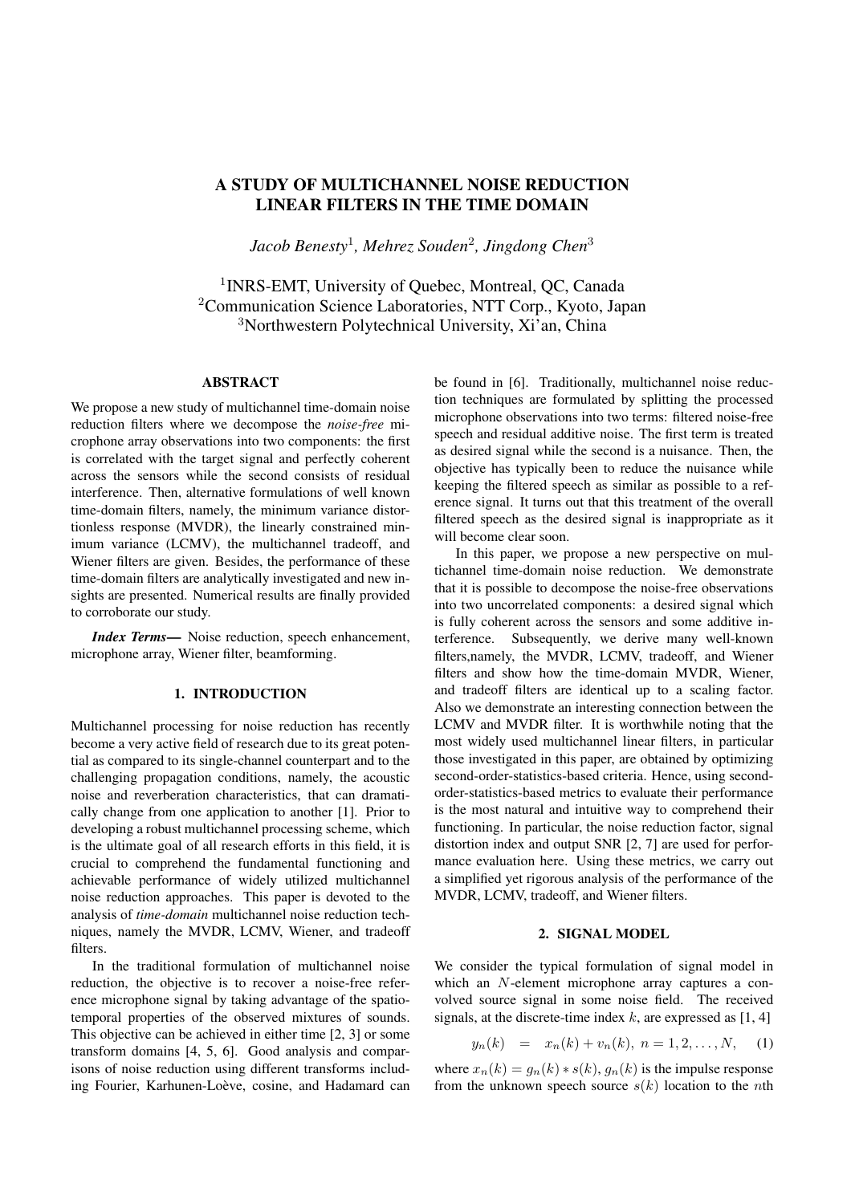# A STUDY OF MULTICHANNEL NOISE REDUCTION LINEAR FILTERS IN THE TIME DOMAIN

*Jacob Benesty*[1], *Mehrez Souden*[2], *Jingdong Chen*[3]

[1]INRS-EMT, University of Quebec, Montreal, QC, Canada
[2]Communication Science Laboratories, NTT Corp., Kyoto, Japan
[3]Northwestern Polytechnical University, Xi'an, China

## ABSTRACT

We propose a new study of multichannel time-domain noise reduction filters where we decompose the *noise-free* microphone array observations into two components: the first is correlated with the target signal and perfectly coherent across the sensors while the second consists of residual interference. Then, alternative formulations of well known time-domain filters, namely, the minimum variance distortionless response (MVDR), the linearly constrained minimum variance (LCMV), the multichannel tradeoff, and Wiener filters are given. Besides, the performance of these time-domain filters are analytically investigated and new insights are presented. Numerical results are finally provided to corroborate our study.

***Index Terms***— Noise reduction, speech enhancement, microphone array, Wiener filter, beamforming.

## 1. INTRODUCTION

Multichannel processing for noise reduction has recently become a very active field of research due to its great potential as compared to its single-channel counterpart and to the challenging propagation conditions, namely, the acoustic noise and reverberation characteristics, that can dramatically change from one application to another [1]. Prior to developing a robust multichannel processing scheme, which is the ultimate goal of all research efforts in this field, it is crucial to comprehend the fundamental functioning and achievable performance of widely utilized multichannel noise reduction approaches. This paper is devoted to the analysis of *time-domain* multichannel noise reduction techniques, namely the MVDR, LCMV, Wiener, and tradeoff filters.

In the traditional formulation of multichannel noise reduction, the objective is to recover a noise-free reference microphone signal by taking advantage of the spatio-temporal properties of the observed mixtures of sounds. This objective can be achieved in either time [2, 3] or some transform domains [4, 5, 6]. Good analysis and comparisons of noise reduction using different transforms including Fourier, Karhunen-Loève, cosine, and Hadamard can be found in [6]. Traditionally, multichannel noise reduction techniques are formulated by splitting the processed microphone observations into two terms: filtered noise-free speech and residual additive noise. The first term is treated as desired signal while the second is a nuisance. Then, the objective has typically been to reduce the nuisance while keeping the filtered speech as similar as possible to a reference signal. It turns out that this treatment of the overall filtered speech as the desired signal is inappropriate as it will become clear soon.

In this paper, we propose a new perspective on multichannel time-domain noise reduction. We demonstrate that it is possible to decompose the noise-free observations into two uncorrelated components: a desired signal which is fully coherent across the sensors and some additive interference. Subsequently, we derive many well-known filters,namely, the MVDR, LCMV, tradeoff, and Wiener filters and show how the time-domain MVDR, Wiener, and tradeoff filters are identical up to a scaling factor. Also we demonstrate an interesting connection between the LCMV and MVDR filter. It is worthwhile noting that the most widely used multichannel linear filters, in particular those investigated in this paper, are obtained by optimizing second-order-statistics-based criteria. Hence, using second-order-statistics-based metrics to evaluate their performance is the most natural and intuitive way to comprehend their functioning. In particular, the noise reduction factor, signal distortion index and output SNR [2, 7] are used for performance evaluation here. Using these metrics, we carry out a simplified yet rigorous analysis of the performance of the MVDR, LCMV, tradeoff, and Wiener filters.

## 2. SIGNAL MODEL

We consider the typical formulation of signal model in which an $N$-element microphone array captures a convolved source signal in some noise field. The received signals, at the discrete-time index $k$, are expressed as [1, 4]

$$y_n(k) \quad = \quad x_n(k) + v_n(k), \; n = 1, 2, \ldots, N, \qquad (1)$$

where $x_n(k) = g_n(k) * s(k)$, $g_n(k)$ is the impulse response from the unknown speech source $s(k)$ location to the $n$th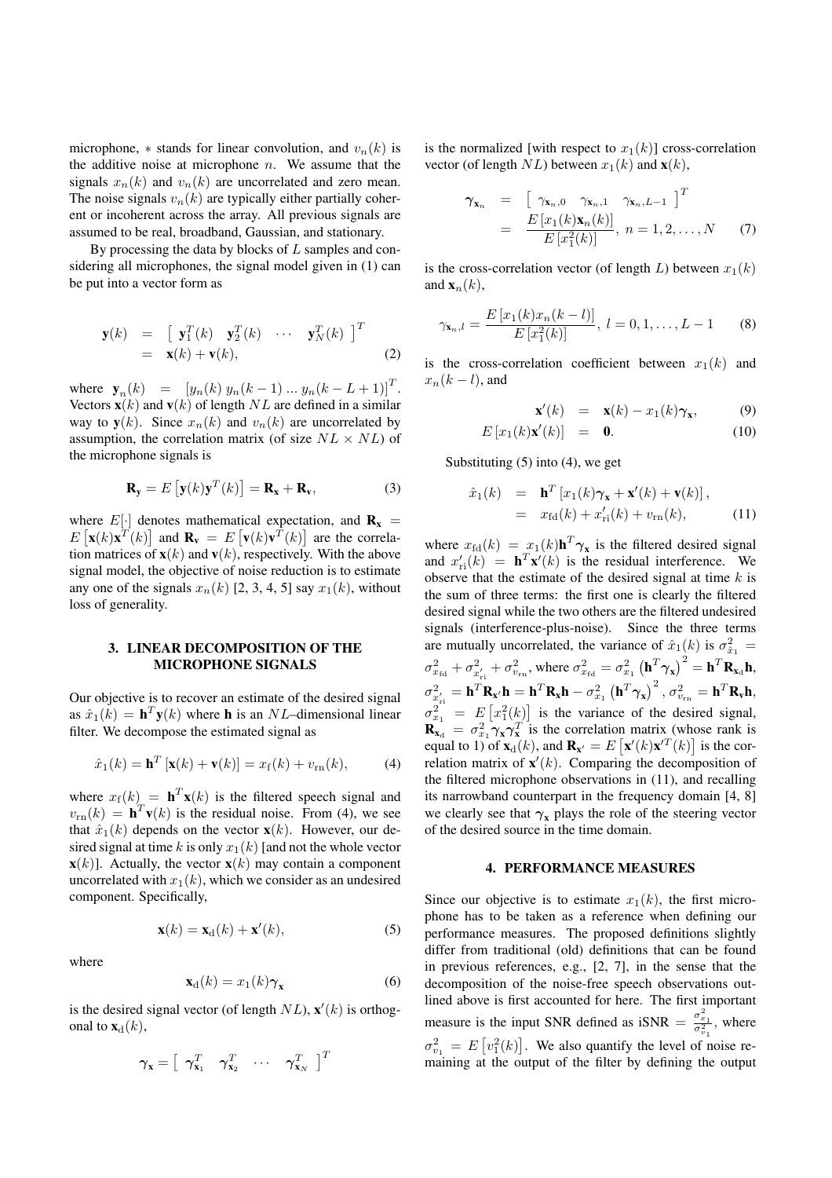microphone, $*$ stands for linear convolution, and $v_n(k)$ is the additive noise at microphone $n$. We assume that the signals $x_n(k)$ and $v_n(k)$ are uncorrelated and zero mean. The noise signals $v_n(k)$ are typically either partially coherent or incoherent across the array. All previous signals are assumed to be real, broadband, Gaussian, and stationary.

By processing the data by blocks of $L$ samples and considering all microphones, the signal model given in (1) can be put into a vector form as

$$\begin{aligned} \mathbf{y}(k) &= \begin{bmatrix} \mathbf{y}_1^T(k) & \mathbf{y}_2^T(k) & \cdots & \mathbf{y}_N^T(k) \end{bmatrix}^T \\ &= \mathbf{x}(k) + \mathbf{v}(k), \end{aligned} \tag{2}$$

where $\mathbf{y}_n(k) = [y_n(k)\ y_n(k-1)\ ...\ y_n(k-L+1)]^T$. Vectors $\mathbf{x}(k)$ and $\mathbf{v}(k)$ of length $NL$ are defined in a similar way to $\mathbf{y}(k)$. Since $x_n(k)$ and $v_n(k)$ are uncorrelated by assumption, the correlation matrix (of size $NL \times NL$) of the microphone signals is

$$\mathbf{R}_\mathbf{y} = E\left[\mathbf{y}(k)\mathbf{y}^T(k)\right] = \mathbf{R}_\mathbf{x} + \mathbf{R}_\mathbf{v}, \tag{3}$$

where $E[\cdot]$ denotes mathematical expectation, and $\mathbf{R}_\mathbf{x} = E\left[\mathbf{x}(k)\mathbf{x}^T(k)\right]$ and $\mathbf{R}_\mathbf{v} = E\left[\mathbf{v}(k)\mathbf{v}^T(k)\right]$ are the correlation matrices of $\mathbf{x}(k)$ and $\mathbf{v}(k)$, respectively. With the above signal model, the objective of noise reduction is to estimate any one of the signals $x_n(k)$ [2, 3, 4, 5] say $x_1(k)$, without loss of generality.

## 3. LINEAR DECOMPOSITION OF THE MICROPHONE SIGNALS

Our objective is to recover an estimate of the desired signal as $\hat{x}_1(k) = \mathbf{h}^T\mathbf{y}(k)$ where $\mathbf{h}$ is an $NL$–dimensional linear filter. We decompose the estimated signal as

$$\hat{x}_1(k) = \mathbf{h}^T\left[\mathbf{x}(k) + \mathbf{v}(k)\right] = x_\mathrm{f}(k) + v_\mathrm{rn}(k), \tag{4}$$

where $x_\mathrm{f}(k) = \mathbf{h}^T\mathbf{x}(k)$ is the filtered speech signal and $v_\mathrm{rn}(k) = \mathbf{h}^T\mathbf{v}(k)$ is the residual noise. From (4), we see that $\hat{x}_1(k)$ depends on the vector $\mathbf{x}(k)$. However, our desired signal at time $k$ is only $x_1(k)$ [and not the whole vector $\mathbf{x}(k)$]. Actually, the vector $\mathbf{x}(k)$ may contain a component uncorrelated with $x_1(k)$, which we consider as an undesired component. Specifically,

$$\mathbf{x}(k) = \mathbf{x}_\mathrm{d}(k) + \mathbf{x}'(k), \tag{5}$$

where

$$\mathbf{x}_\mathrm{d}(k) = x_1(k)\boldsymbol{\gamma}_\mathbf{x} \tag{6}$$

is the desired signal vector (of length $NL$), $\mathbf{x}'(k)$ is orthogonal to $\mathbf{x}_\mathrm{d}(k)$,

$$\boldsymbol{\gamma}_\mathbf{x} = \begin{bmatrix} \boldsymbol{\gamma}_{\mathbf{x}_1}^T & \boldsymbol{\gamma}_{\mathbf{x}_2}^T & \cdots & \boldsymbol{\gamma}_{\mathbf{x}_N}^T \end{bmatrix}^T$$

is the normalized [with respect to $x_1(k)$] cross-correlation vector (of length $NL$) between $x_1(k)$ and $\mathbf{x}(k)$,

$$\begin{aligned} \boldsymbol{\gamma}_{\mathbf{x}_n} &= \begin{bmatrix} \gamma_{\mathbf{x}_n,0} & \gamma_{\mathbf{x}_n,1} & \gamma_{\mathbf{x}_n,L-1} \end{bmatrix}^T \\ &= \frac{E\left[x_1(k)\mathbf{x}_n(k)\right]}{E\left[x_1^2(k)\right]},\ n = 1, 2, \ldots, N \end{aligned} \tag{7}$$

is the cross-correlation vector (of length $L$) between $x_1(k)$ and $\mathbf{x}_n(k)$,

$$\gamma_{\mathbf{x}_n,l} = \frac{E\left[x_1(k)x_n(k-l)\right]}{E\left[x_1^2(k)\right]},\ l = 0, 1, \ldots, L-1 \tag{8}$$

is the cross-correlation coefficient between $x_1(k)$ and $x_n(k-l)$, and

$$\begin{aligned} \mathbf{x}'(k) &= \mathbf{x}(k) - x_1(k)\boldsymbol{\gamma}_\mathbf{x}, & (9) \\ E\left[x_1(k)\mathbf{x}'(k)\right] &= \mathbf{0}. & (10) \end{aligned}$$

Substituting (5) into (4), we get

$$\begin{aligned} \hat{x}_1(k) &= \mathbf{h}^T\left[x_1(k)\boldsymbol{\gamma}_\mathbf{x} + \mathbf{x}'(k) + \mathbf{v}(k)\right], \\ &= x_\mathrm{fd}(k) + x'_\mathrm{ri}(k) + v_\mathrm{rn}(k), \end{aligned} \tag{11}$$

where $x_\mathrm{fd}(k) = x_1(k)\mathbf{h}^T\boldsymbol{\gamma}_\mathbf{x}$ is the filtered desired signal and $x'_\mathrm{ri}(k) = \mathbf{h}^T\mathbf{x}'(k)$ is the residual interference. We observe that the estimate of the desired signal at time $k$ is the sum of three terms: the first one is clearly the filtered desired signal while the two others are the filtered undesired signals (interference-plus-noise). Since the three terms are mutually uncorrelated, the variance of $\hat{x}_1(k)$ is $\sigma_{\hat{x}_1}^2 = \sigma_{x_\mathrm{fd}}^2 + \sigma_{x'_\mathrm{ri}}^2 + \sigma_{v_\mathrm{rn}}^2$, where $\sigma_{x_\mathrm{fd}}^2 = \sigma_{x_1}^2\left(\mathbf{h}^T\boldsymbol{\gamma}_\mathbf{x}\right)^2 = \mathbf{h}^T\mathbf{R}_{\mathbf{x}_\mathrm{d}}\mathbf{h}$, $\sigma_{x'_\mathrm{ri}}^2 = \mathbf{h}^T\mathbf{R}_{\mathbf{x}'}\mathbf{h} = \mathbf{h}^T\mathbf{R}_\mathbf{x}\mathbf{h} - \sigma_{x_1}^2\left(\mathbf{h}^T\boldsymbol{\gamma}_\mathbf{x}\right)^2$, $\sigma_{v_\mathrm{rn}}^2 = \mathbf{h}^T\mathbf{R}_\mathbf{v}\mathbf{h}$, $\sigma_{x_1}^2 = E\left[x_1^2(k)\right]$ is the variance of the desired signal, $\mathbf{R}_{\mathbf{x}_\mathrm{d}} = \sigma_{x_1}^2\boldsymbol{\gamma}_\mathbf{x}\boldsymbol{\gamma}_\mathbf{x}^T$ is the correlation matrix (whose rank is equal to 1) of $\mathbf{x}_\mathrm{d}(k)$, and $\mathbf{R}_{\mathbf{x}'} = E\left[\mathbf{x}'(k)\mathbf{x}'^T(k)\right]$ is the correlation matrix of $\mathbf{x}'(k)$. Comparing the decomposition of the filtered microphone observations in (11), and recalling its narrowband counterpart in the frequency domain [4, 8] we clearly see that $\boldsymbol{\gamma}_\mathbf{x}$ plays the role of the steering vector of the desired source in the time domain.

## 4. PERFORMANCE MEASURES

Since our objective is to estimate $x_1(k)$, the first microphone has to be taken as a reference when defining our performance measures. The proposed definitions slightly differ from traditional (old) definitions that can be found in previous references, e.g., [2, 7], in the sense that the decomposition of the noise-free speech observations outlined above is first accounted for here. The first important measure is the input SNR defined as $\mathrm{iSNR} = \frac{\sigma_{x_1}^2}{\sigma_{v_1}^2}$, where $\sigma_{v_1}^2 = E\left[v_1^2(k)\right]$. We also quantify the level of noise remaining at the output of the filter by defining the output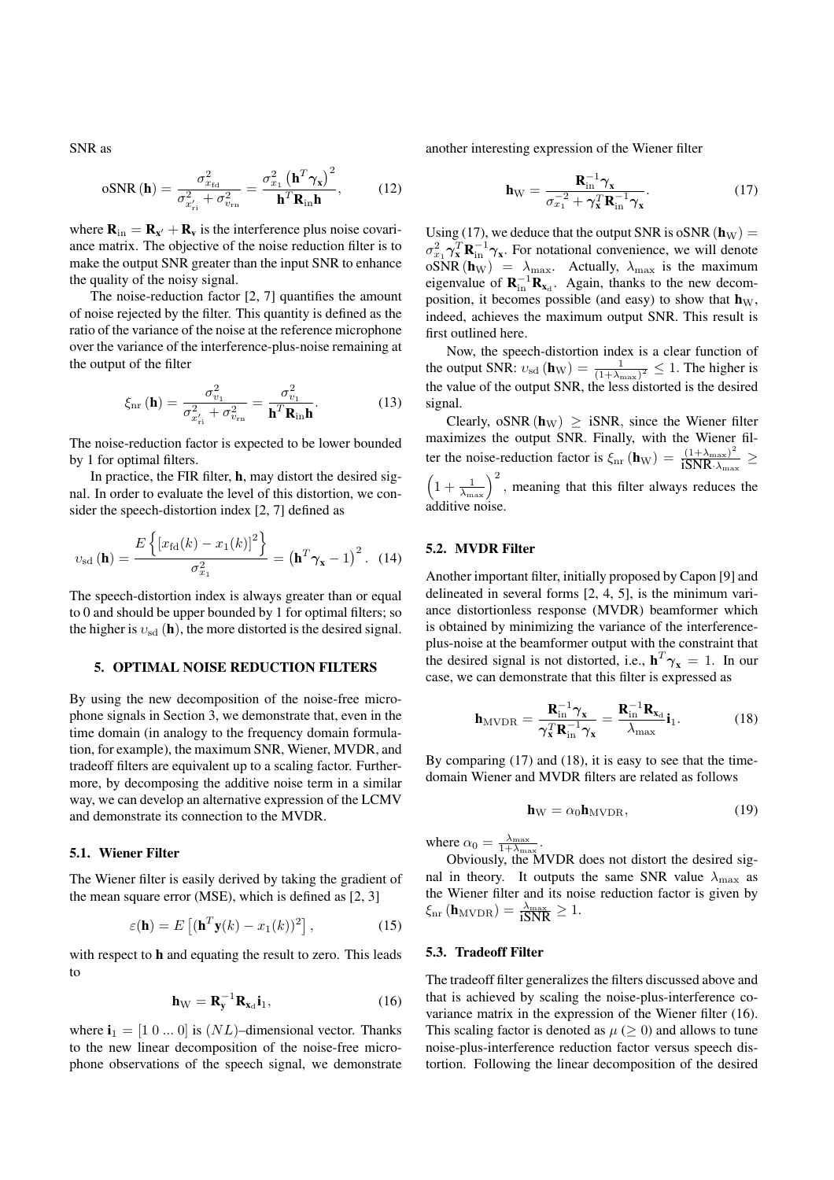SNR as

$$\text{oSNR}(\mathbf{h}) = \frac{\sigma^2_{x_{\text{fd}}}}{\sigma^2_{x'_{\text{ri}}} + \sigma^2_{v_{\text{rn}}}} = \frac{\sigma^2_{x_1}\left(\mathbf{h}^T\boldsymbol{\gamma}_{\mathbf{x}}\right)^2}{\mathbf{h}^T\mathbf{R}_{\text{in}}\mathbf{h}}, \tag{12}$$

where $\mathbf{R}_{\text{in}} = \mathbf{R}_{\mathbf{x}'} + \mathbf{R}_{\mathbf{v}}$ is the interference plus noise covariance matrix. The objective of the noise reduction filter is to make the output SNR greater than the input SNR to enhance the quality of the noisy signal.

The noise-reduction factor [2, 7] quantifies the amount of noise rejected by the filter. This quantity is defined as the ratio of the variance of the noise at the reference microphone over the variance of the interference-plus-noise remaining at the output of the filter

$$\xi_{\text{nr}}(\mathbf{h}) = \frac{\sigma^2_{v_1}}{\sigma^2_{x'_{\text{ri}}} + \sigma^2_{v_{\text{rn}}}} = \frac{\sigma^2_{v_1}}{\mathbf{h}^T\mathbf{R}_{\text{in}}\mathbf{h}}. \tag{13}$$

The noise-reduction factor is expected to be lower bounded by 1 for optimal filters.

In practice, the FIR filter, $\mathbf{h}$, may distort the desired signal. In order to evaluate the level of this distortion, we consider the speech-distortion index [2, 7] defined as

$$\upsilon_{\text{sd}}(\mathbf{h}) = \frac{E\left\{\left[x_{\text{fd}}(k) - x_1(k)\right]^2\right\}}{\sigma^2_{x_1}} = \left(\mathbf{h}^T\boldsymbol{\gamma}_{\mathbf{x}} - 1\right)^2. \tag{14}$$

The speech-distortion index is always greater than or equal to 0 and should be upper bounded by 1 for optimal filters; so the higher is $\upsilon_{\text{sd}}(\mathbf{h})$, the more distorted is the desired signal.

## 5. OPTIMAL NOISE REDUCTION FILTERS

By using the new decomposition of the noise-free microphone signals in Section 3, we demonstrate that, even in the time domain (in analogy to the frequency domain formulation, for example), the maximum SNR, Wiener, MVDR, and tradeoff filters are equivalent up to a scaling factor. Furthermore, by decomposing the additive noise term in a similar way, we can develop an alternative expression of the LCMV and demonstrate its connection to the MVDR.

### 5.1. Wiener Filter

The Wiener filter is easily derived by taking the gradient of the mean square error (MSE), which is defined as [2, 3]

$$\varepsilon(\mathbf{h}) = E\left[(\mathbf{h}^T\mathbf{y}(k) - x_1(k))^2\right], \tag{15}$$

with respect to $\mathbf{h}$ and equating the result to zero. This leads to

$$\mathbf{h}_{\text{W}} = \mathbf{R}_{\mathbf{y}}^{-1}\mathbf{R}_{\mathbf{x}_{\text{d}}}\mathbf{i}_1, \tag{16}$$

where $\mathbf{i}_1 = [1\ 0\ ...\ 0]$ is $(NL)$–dimensional vector. Thanks to the new linear decomposition of the noise-free microphone observations of the speech signal, we demonstrate another interesting expression of the Wiener filter

$$\mathbf{h}_{\text{W}} = \frac{\mathbf{R}_{\text{in}}^{-1}\boldsymbol{\gamma}_{\mathbf{x}}}{\sigma_{x_1}^{-2} + \boldsymbol{\gamma}_{\mathbf{x}}^T\mathbf{R}_{\text{in}}^{-1}\boldsymbol{\gamma}_{\mathbf{x}}}. \tag{17}$$

Using (17), we deduce that the output SNR is $\text{oSNR}(\mathbf{h}_{\text{W}}) = \sigma^2_{x_1}\boldsymbol{\gamma}_{\mathbf{x}}^T\mathbf{R}_{\text{in}}^{-1}\boldsymbol{\gamma}_{\mathbf{x}}$. For notational convenience, we will denote $\text{oSNR}(\mathbf{h}_{\text{W}}) = \lambda_{\max}$. Actually, $\lambda_{\max}$ is the maximum eigenvalue of $\mathbf{R}_{\text{in}}^{-1}\mathbf{R}_{\mathbf{x}_{\text{d}}}$. Again, thanks to the new decomposition, it becomes possible (and easy) to show that $\mathbf{h}_{\text{W}}$, indeed, achieves the maximum output SNR. This result is first outlined here.

Now, the speech-distortion index is a clear function of the output SNR: $\upsilon_{\text{sd}}(\mathbf{h}_{\text{W}}) = \frac{1}{(1+\lambda_{\max})^2} \leq 1$. The higher is the value of the output SNR, the less distorted is the desired signal.

Clearly, $\text{oSNR}(\mathbf{h}_{\text{W}}) \geq \text{iSNR}$, since the Wiener filter maximizes the output SNR. Finally, with the Wiener filter the noise-reduction factor is $\xi_{\text{nr}}(\mathbf{h}_{\text{W}}) = \frac{(1+\lambda_{\max})^2}{\text{iSNR}\cdot\lambda_{\max}} \geq \left(1 + \frac{1}{\lambda_{\max}}\right)^2$, meaning that this filter always reduces the additive noise.

### 5.2. MVDR Filter

Another important filter, initially proposed by Capon [9] and delineated in several forms [2, 4, 5], is the minimum variance distortionless response (MVDR) beamformer which is obtained by minimizing the variance of the interference-plus-noise at the beamformer output with the constraint that the desired signal is not distorted, i.e., $\mathbf{h}^T\boldsymbol{\gamma}_{\mathbf{x}} = 1$. In our case, we can demonstrate that this filter is expressed as

$$\mathbf{h}_{\text{MVDR}} = \frac{\mathbf{R}_{\text{in}}^{-1}\boldsymbol{\gamma}_{\mathbf{x}}}{\boldsymbol{\gamma}_{\mathbf{x}}^T\mathbf{R}_{\text{in}}^{-1}\boldsymbol{\gamma}_{\mathbf{x}}} = \frac{\mathbf{R}_{\text{in}}^{-1}\mathbf{R}_{\mathbf{x}_{\text{d}}}}{\lambda_{\max}}\mathbf{i}_1. \tag{18}$$

By comparing (17) and (18), it is easy to see that the time-domain Wiener and MVDR filters are related as follows

$$\mathbf{h}_{\text{W}} = \alpha_0\mathbf{h}_{\text{MVDR}}, \tag{19}$$

where $\alpha_0 = \frac{\lambda_{\max}}{1+\lambda_{\max}}$.

Obviously, the MVDR does not distort the desired signal in theory. It outputs the same SNR value $\lambda_{\max}$ as the Wiener filter and its noise reduction factor is given by $\xi_{\text{nr}}(\mathbf{h}_{\text{MVDR}}) = \frac{\lambda_{\max}}{\text{iSNR}} \geq 1$.

### 5.3. Tradeoff Filter

The tradeoff filter generalizes the filters discussed above and that is achieved by scaling the noise-plus-interference covariance matrix in the expression of the Wiener filter (16). This scaling factor is denoted as $\mu\ (\geq 0)$ and allows to tune noise-plus-interference reduction factor versus speech distortion. Following the linear decomposition of the desired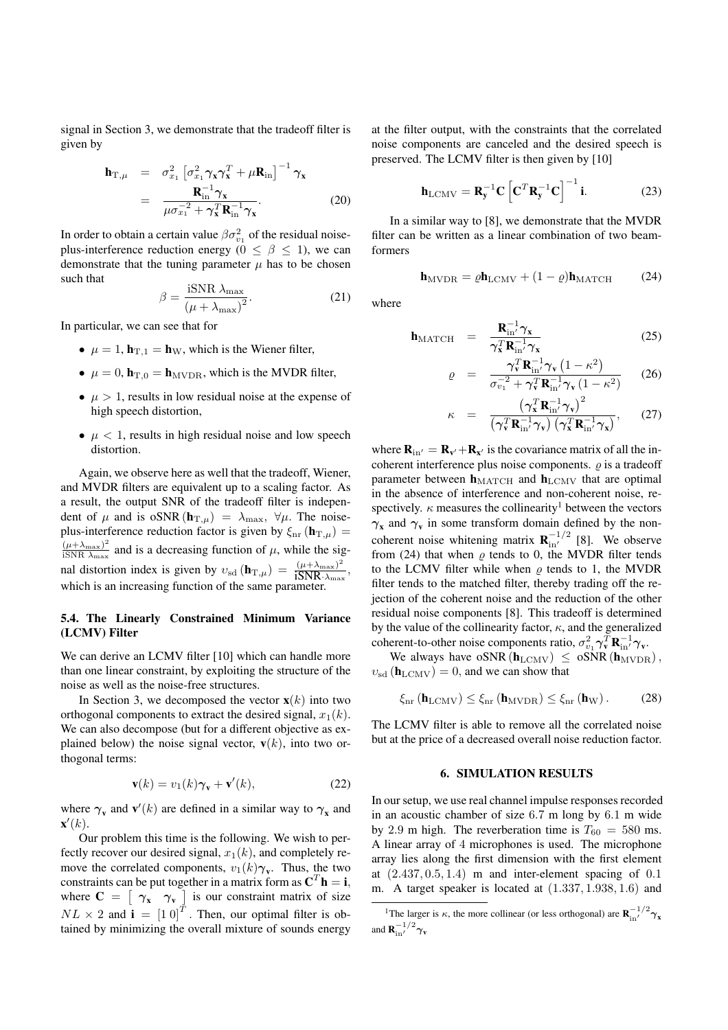signal in Section 3, we demonstrate that the tradeoff filter is given by

$$\begin{aligned} \mathbf{h}_{\mathrm{T},\mu} &= \sigma_{x_1}^2 \left[\sigma_{x_1}^2 \boldsymbol{\gamma}_{\mathbf{x}} \boldsymbol{\gamma}_{\mathbf{x}}^T + \mu \mathbf{R}_{\mathrm{in}}\right]^{-1} \boldsymbol{\gamma}_{\mathbf{x}} \\ &= \frac{\mathbf{R}_{\mathrm{in}}^{-1} \boldsymbol{\gamma}_{\mathbf{x}}}{\mu \sigma_{x_1}^{-2} + \boldsymbol{\gamma}_{\mathbf{x}}^T \mathbf{R}_{\mathrm{in}}^{-1} \boldsymbol{\gamma}_{\mathbf{x}}}. \end{aligned} \tag{20}$$

In order to obtain a certain value $\beta \sigma_{v_1}^2$ of the residual noise-plus-interference reduction energy ($0 \leq \beta \leq 1$), we can demonstrate that the tuning parameter $\mu$ has to be chosen such that

$$\beta = \frac{\mathrm{iSNR}\ \lambda_{\max}}{(\mu + \lambda_{\max})^2}. \tag{21}$$

In particular, we can see that for

- $\mu = 1$, $\mathbf{h}_{\mathrm{T},1} = \mathbf{h}_{\mathrm{W}}$, which is the Wiener filter,
- $\mu = 0$, $\mathbf{h}_{\mathrm{T},0} = \mathbf{h}_{\mathrm{MVDR}}$, which is the MVDR filter,
- $\mu > 1$, results in low residual noise at the expense of high speech distortion,
- $\mu < 1$, results in high residual noise and low speech distortion.

Again, we observe here as well that the tradeoff, Wiener, and MVDR filters are equivalent up to a scaling factor. As a result, the output SNR of the tradeoff filter is independent of $\mu$ and is $\mathrm{oSNR}(\mathbf{h}_{\mathrm{T},\mu}) = \lambda_{\max}$, $\forall \mu$. The noise-plus-interference reduction factor is given by $\xi_{\mathrm{nr}}(\mathbf{h}_{\mathrm{T},\mu}) = \frac{(\mu+\lambda_{\max})^2}{\mathrm{iSNR}\ \lambda_{\max}}$ and is a decreasing function of $\mu$, while the signal distortion index is given by $\upsilon_{\mathrm{sd}}(\mathbf{h}_{\mathrm{T},\mu}) = \frac{(\mu+\lambda_{\max})^2}{\mathrm{iSNR} \cdot \lambda_{\max}}$, which is an increasing function of the same parameter.

### 5.4. The Linearly Constrained Minimum Variance (LCMV) Filter

We can derive an LCMV filter [10] which can handle more than one linear constraint, by exploiting the structure of the noise as well as the noise-free structures.

In Section 3, we decomposed the vector $\mathbf{x}(k)$ into two orthogonal components to extract the desired signal, $x_1(k)$. We can also decompose (but for a different objective as explained below) the noise signal vector, $\mathbf{v}(k)$, into two orthogonal terms:

$$\mathbf{v}(k) = v_1(k)\boldsymbol{\gamma}_{\mathbf{v}} + \mathbf{v}'(k), \tag{22}$$

where $\boldsymbol{\gamma}_{\mathbf{v}}$ and $\mathbf{v}'(k)$ are defined in a similar way to $\boldsymbol{\gamma}_{\mathbf{x}}$ and $\mathbf{x}'(k)$.

Our problem this time is the following. We wish to perfectly recover our desired signal, $x_1(k)$, and completely remove the correlated components, $v_1(k)\boldsymbol{\gamma}_{\mathbf{v}}$. Thus, the two constraints can be put together in a matrix form as $\mathbf{C}^T\mathbf{h} = \mathbf{i}$, where $\mathbf{C} = \begin{bmatrix} \boldsymbol{\gamma}_{\mathbf{x}} & \boldsymbol{\gamma}_{\mathbf{v}} \end{bmatrix}$ is our constraint matrix of size $NL \times 2$ and $\mathbf{i} = [1\ 0]^T$. Then, our optimal filter is obtained by minimizing the overall mixture of sounds energy at the filter output, with the constraints that the correlated noise components are canceled and the desired speech is preserved. The LCMV filter is then given by [10]

$$\mathbf{h}_{\mathrm{LCMV}} = \mathbf{R}_{\mathbf{y}}^{-1}\mathbf{C}\left[\mathbf{C}^T\mathbf{R}_{\mathbf{y}}^{-1}\mathbf{C}\right]^{-1}\mathbf{i}. \tag{23}$$

In a similar way to [8], we demonstrate that the MVDR filter can be written as a linear combination of two beamformers

$$\mathbf{h}_{\mathrm{MVDR}} = \varrho \mathbf{h}_{\mathrm{LCMV}} + (1-\varrho)\mathbf{h}_{\mathrm{MATCH}} \tag{24}$$

where

$$\mathbf{h}_{\mathrm{MATCH}} = \frac{\mathbf{R}_{\mathrm{in}'}^{-1}\boldsymbol{\gamma}_{\mathbf{x}}}{\boldsymbol{\gamma}_{\mathbf{x}}^T\mathbf{R}_{\mathrm{in}'}^{-1}\boldsymbol{\gamma}_{\mathbf{x}}} \tag{25}$$

$$\varrho = \frac{\boldsymbol{\gamma}_{\mathbf{v}}^T\mathbf{R}_{\mathrm{in}'}^{-1}\boldsymbol{\gamma}_{\mathbf{v}}\left(1-\kappa^2\right)}{\sigma_{v_1}^{-2} + \boldsymbol{\gamma}_{\mathbf{v}}^T\mathbf{R}_{\mathrm{in}'}^{-1}\boldsymbol{\gamma}_{\mathbf{v}}\left(1-\kappa^2\right)} \tag{26}$$

$$\kappa = \frac{\left(\boldsymbol{\gamma}_{\mathbf{x}}^T\mathbf{R}_{\mathrm{in}'}^{-1}\boldsymbol{\gamma}_{\mathbf{v}}\right)^2}{\left(\boldsymbol{\gamma}_{\mathbf{v}}^T\mathbf{R}_{\mathrm{in}'}^{-1}\boldsymbol{\gamma}_{\mathbf{v}}\right)\left(\boldsymbol{\gamma}_{\mathbf{x}}^T\mathbf{R}_{\mathrm{in}'}^{-1}\boldsymbol{\gamma}_{\mathbf{x}}\right)}, \tag{27}$$

where $\mathbf{R}_{\mathrm{in}'} = \mathbf{R}_{\mathbf{v}'} + \mathbf{R}_{\mathbf{x}'}$ is the covariance matrix of all the incoherent interference plus noise components. $\varrho$ is a tradeoff parameter between $\mathbf{h}_{\mathrm{MATCH}}$ and $\mathbf{h}_{\mathrm{LCMV}}$ that are optimal in the absence of interference and non-coherent noise, respectively. $\kappa$ measures the collinearity[1] between the vectors $\boldsymbol{\gamma}_{\mathbf{x}}$ and $\boldsymbol{\gamma}_{\mathbf{v}}$ in some transform domain defined by the non-coherent noise whitening matrix $\mathbf{R}_{\mathrm{in}'}^{-1/2}$ [8]. We observe from (24) that when $\varrho$ tends to 0, the MVDR filter tends to the LCMV filter while when $\varrho$ tends to 1, the MVDR filter tends to the matched filter, thereby trading off the rejection of the coherent noise and the reduction of the other residual noise components [8]. This tradeoff is determined by the value of the collinearity factor, $\kappa$, and the generalized coherent-to-other noise components ratio, $\sigma_{v_1}^2\boldsymbol{\gamma}_{\mathbf{v}}^T\mathbf{R}_{\mathrm{in}'}^{-1}\boldsymbol{\gamma}_{\mathbf{v}}$.

We always have $\mathrm{oSNR}(\mathbf{h}_{\mathrm{LCMV}}) \leq \mathrm{oSNR}(\mathbf{h}_{\mathrm{MVDR}})$, $\upsilon_{\mathrm{sd}}(\mathbf{h}_{\mathrm{LCMV}}) = 0$, and we can show that

$$\xi_{\mathrm{nr}}(\mathbf{h}_{\mathrm{LCMV}}) \leq \xi_{\mathrm{nr}}(\mathbf{h}_{\mathrm{MVDR}}) \leq \xi_{\mathrm{nr}}(\mathbf{h}_{\mathrm{W}}). \tag{28}$$

The LCMV filter is able to remove all the correlated noise but at the price of a decreased overall noise reduction factor.

## 6. SIMULATION RESULTS

In our setup, we use real channel impulse responses recorded in an acoustic chamber of size 6.7 m long by 6.1 m wide by 2.9 m high. The reverberation time is $T_{60} = 580$ ms. A linear array of 4 microphones is used. The microphone array lies along the first dimension with the first element at $(2.437, 0.5, 1.4)$ m and inter-element spacing of 0.1 m. A target speaker is located at $(1.337, 1.938, 1.6)$ and

[1] The larger is $\kappa$, the more collinear (or less orthogonal) are $\mathbf{R}_{\mathrm{in}'}^{-1/2}\boldsymbol{\gamma}_{\mathbf{x}}$ and $\mathbf{R}_{\mathrm{in}'}^{-1/2}\boldsymbol{\gamma}_{\mathbf{v}}$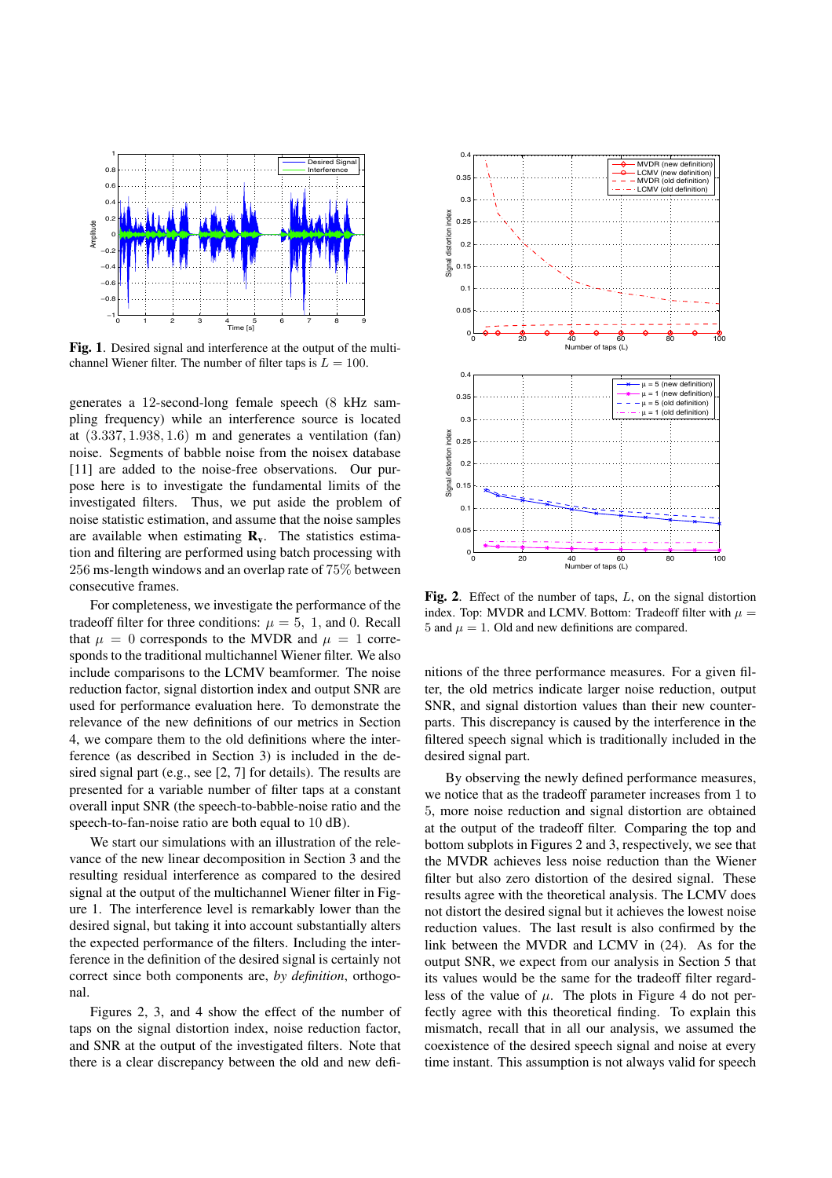**Fig. 1.** Desired signal and interference at the output of the multichannel Wiener filter. The number of filter taps is $L = 100$.

**Fig. 2.** Effect of the number of taps, $L$, on the signal distortion index. Top: MVDR and LCMV. Bottom: Tradeoff filter with $\mu = 5$ and $\mu = 1$. Old and new definitions are compared.

generates a 12-second-long female speech (8 kHz sampling frequency) while an interference source is located at $(3.337, 1.938, 1.6)$ m and generates a ventilation (fan) noise. Segments of babble noise from the noisex database [11] are added to the noise-free observations. Our purpose here is to investigate the fundamental limits of the investigated filters. Thus, we put aside the problem of noise statistic estimation, and assume that the noise samples are available when estimating $\mathbf{R}_\mathbf{v}$. The statistics estimation and filtering are performed using batch processing with $256$ ms-length windows and an overlap rate of $75\%$ between consecutive frames.

For completeness, we investigate the performance of the tradeoff filter for three conditions: $\mu = 5,\ 1,$ and $0$. Recall that $\mu = 0$ corresponds to the MVDR and $\mu = 1$ corresponds to the traditional multichannel Wiener filter. We also include comparisons to the LCMV beamformer. The noise reduction factor, signal distortion index and output SNR are used for performance evaluation here. To demonstrate the relevance of the new definitions of our metrics in Section 4, we compare them to the old definitions where the interference (as described in Section 3) is included in the desired signal part (e.g., see [2, 7] for details). The results are presented for a variable number of filter taps at a constant overall input SNR (the speech-to-babble-noise ratio and the speech-to-fan-noise ratio are both equal to 10 dB).

We start our simulations with an illustration of the relevance of the new linear decomposition in Section 3 and the resulting residual interference as compared to the desired signal at the output of the multichannel Wiener filter in Figure 1. The interference level is remarkably lower than the desired signal, but taking it into account substantially alters the expected performance of the filters. Including the interference in the definition of the desired signal is certainly not correct since both components are, *by definition*, orthogonal.

Figures 2, 3, and 4 show the effect of the number of taps on the signal distortion index, noise reduction factor, and SNR at the output of the investigated filters. Note that there is a clear discrepancy between the old and new definitions of the three performance measures. For a given filter, the old metrics indicate larger noise reduction, output SNR, and signal distortion values than their new counterparts. This discrepancy is caused by the interference in the filtered speech signal which is traditionally included in the desired signal part.

By observing the newly defined performance measures, we notice that as the tradeoff parameter increases from 1 to 5, more noise reduction and signal distortion are obtained at the output of the tradeoff filter. Comparing the top and bottom subplots in Figures 2 and 3, respectively, we see that the MVDR achieves less noise reduction than the Wiener filter but also zero distortion of the desired signal. These results agree with the theoretical analysis. The LCMV does not distort the desired signal but it achieves the lowest noise reduction values. The last result is also confirmed by the link between the MVDR and LCMV in (24). As for the output SNR, we expect from our analysis in Section 5 that its values would be the same for the tradeoff filter regardless of the value of $\mu$. The plots in Figure 4 do not perfectly agree with this theoretical finding. To explain this mismatch, recall that in all our analysis, we assumed the coexistence of the desired speech signal and noise at every time instant. This assumption is not always valid for speech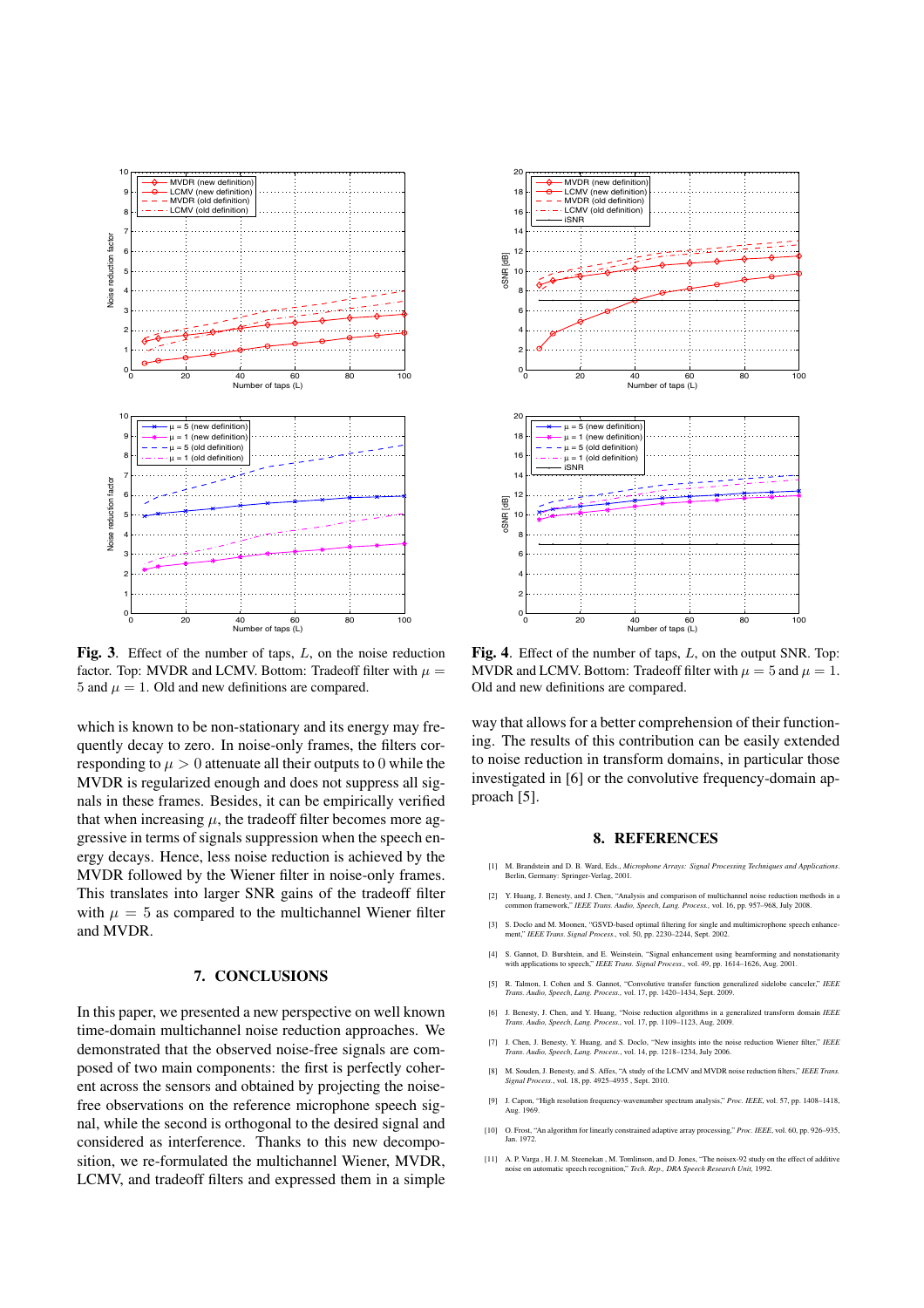10
9
8
7
6
5
4
3
2
1
0
Noise reduction factor
0 20 40 60 80 100
Number of taps (L)
MVDR (new definition)
LCMV (new definition)
MVDR (old definition)
LCMV (old definition)

10
9
8
7
6
5
4
3
2
1
0
Noise reduction factor
0 20 40 60 80 100
Number of taps (L)
$\mu = 5$ (new definition)
$\mu = 1$ (new definition)
$\mu = 5$ (old definition)
$\mu = 1$ (old definition)

**Fig. 3.** Effect of the number of taps, $L$, on the noise reduction factor. Top: MVDR and LCMV. Bottom: Tradeoff filter with $\mu = 5$ and $\mu = 1$. Old and new definitions are compared.

20
18
16
14
12
10
8
6
4
2
0
oSNR [dB]
0 20 40 60 80 100
Number of taps (L)
MVDR (new definition)
LCMV (new definition)
MVDR (old definition)
LCMV (old definition)
iSNR

20
18
16
14
12
10
8
6
4
2
0
oSNR [dB]
0 20 40 60 80 100
Number of taps (L)
$\mu = 5$ (new definition)
$\mu = 1$ (new definition)
$\mu = 5$ (old definition)
$\mu = 1$ (old definition)
iSNR

**Fig. 4.** Effect of the number of taps, $L$, on the output SNR. Top: MVDR and LCMV. Bottom: Tradeoff filter with $\mu = 5$ and $\mu = 1$. Old and new definitions are compared.

which is known to be non-stationary and its energy may frequently decay to zero. In noise-only frames, the filters corresponding to $\mu > 0$ attenuate all their outputs to 0 while the MVDR is regularized enough and does not suppress all signals in these frames. Besides, it can be empirically verified that when increasing $\mu$, the tradeoff filter becomes more aggressive in terms of signals suppression when the speech energy decays. Hence, less noise reduction is achieved by the MVDR followed by the Wiener filter in noise-only frames. This translates into larger SNR gains of the tradeoff filter with $\mu = 5$ as compared to the multichannel Wiener filter and MVDR.

## 7. CONCLUSIONS

In this paper, we presented a new perspective on well known time-domain multichannel noise reduction approaches. We demonstrated that the observed noise-free signals are composed of two main components: the first is perfectly coherent across the sensors and obtained by projecting the noise-free observations on the reference microphone speech signal, while the second is orthogonal to the desired signal and considered as interference. Thanks to this new decomposition, we re-formulated the multichannel Wiener, MVDR, LCMV, and tradeoff filters and expressed them in a simple way that allows for a better comprehension of their functioning. The results of this contribution can be easily extended to noise reduction in transform domains, in particular those investigated in [6] or the convolutive frequency-domain approach [5].

## 8. REFERENCES

[1] M. Brandstein and D. B. Ward, Eds., *Microphone Arrays: Signal Processing Techniques and Applications*. Berlin, Germany: Springer-Verlag, 2001.

[2] Y. Huang, J. Benesty, and J. Chen, "Analysis and comparison of multichannel noise reduction methods in a common framework," *IEEE Trans. Audio, Speech, Lang. Process.*, vol. 16, pp. 957–968, July 2008.

[3] S. Doclo and M. Moonen, "GSVD-based optimal filtering for single and multimicrophone speech enhancement," *IEEE Trans. Signal Process.*, vol. 50, pp. 2230–2244, Sept. 2002.

[4] S. Gannot, D. Burshtein, and E. Weinstein, "Signal enhancement using beamforming and nonstationarity with applications to speech," *IEEE Trans. Signal Process.*, vol. 49, pp. 1614–1626, Aug. 2001.

[5] R. Talmon, I. Cohen and S. Gannot, "Convolutive transfer function generalized sidelobe canceler," *IEEE Trans. Audio, Speech, Lang. Process.*, vol. 17, pp. 1420–1434, Sept. 2009.

[6] J. Benesty, J. Chen, and Y. Huang, "Noise reduction algorithms in a generalized transform domain *IEEE Trans. Audio, Speech, Lang. Process.*, vol. 17, pp. 1109–1123, Aug. 2009.

[7] J. Chen, J. Benesty, Y. Huang, and S. Doclo, "New insights into the noise reduction Wiener filter," *IEEE Trans. Audio, Speech, Lang. Process.*, vol. 14, pp. 1218–1234, July 2006.

[8] M. Souden, J. Benesty, and S. Affes, "A study of the LCMV and MVDR noise reduction filters," *IEEE Trans. Signal Process.*, vol. 18, pp. 4925–4935 , Sept. 2010.

[9] J. Capon, "High resolution frequency-wavenumber spectrum analysis," *Proc. IEEE*, vol. 57, pp. 1408–1418, Aug. 1969.

[10] O. Frost, "An algorithm for linearly constrained adaptive array processing," *Proc. IEEE*, vol. 60, pp. 926–935, Jan. 1972.

[11] A. P. Varga , H. J. M. Steenekan , M. Tomlinson, and D. Jones, "The noisex-92 study on the effect of additive noise on automatic speech recognition," *Tech. Rep., DRA Speech Research Unit*, 1992.